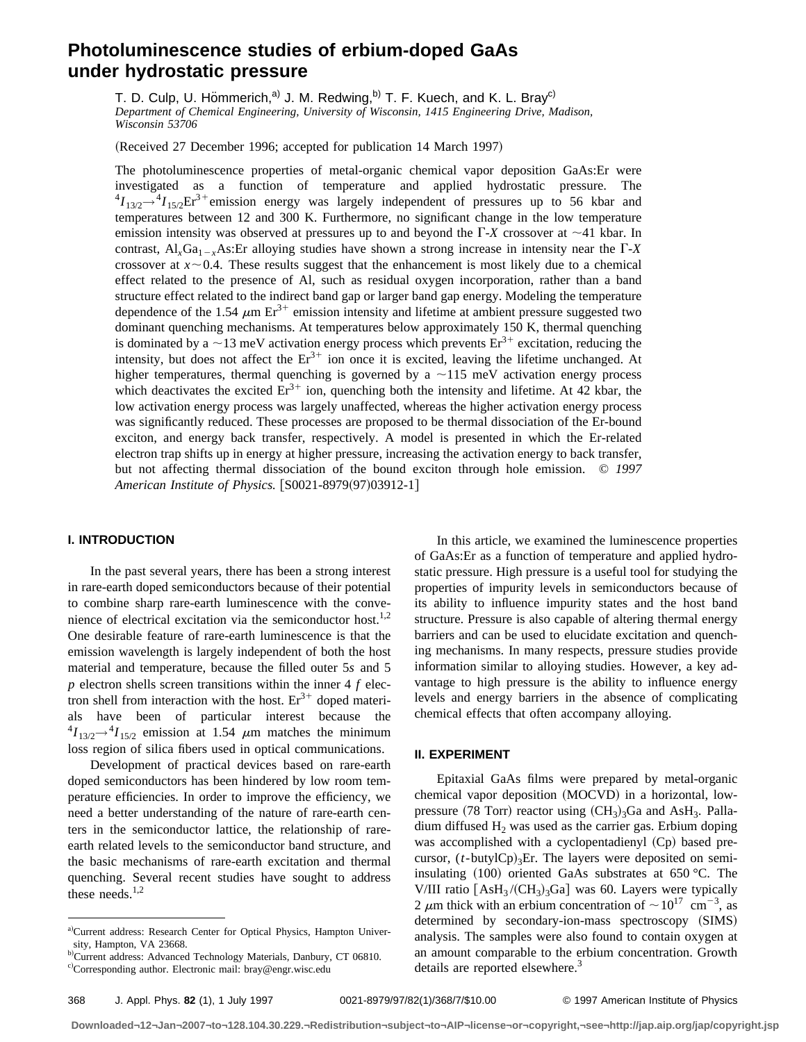# Photoluminescence studies of erbium-doped GaAs under hydrostatic pressure

T. D. Culp, U. Hömmerich,[a] J. M. Redwing,[b] T. F. Kuech, and K. L. Bray[c]

*Department of Chemical Engineering, University of Wisconsin, 1415 Engineering Drive, Madison, Wisconsin 53706*

(Received 27 December 1996; accepted for publication 14 March 1997)

The photoluminescence properties of metal-organic chemical vapor deposition GaAs:Er were investigated as a function of temperature and applied hydrostatic pressure. The ${}^4I_{13/2} \rightarrow {}^4I_{15/2} Er^{3+}$ emission energy was largely independent of pressures up to 56 kbar and temperatures between 12 and 300 K. Furthermore, no significant change in the low temperature emission intensity was observed at pressures up to and beyond the $\Gamma$-$X$ crossover at ~41 kbar. In contrast, $Al_xGa_{1-x}As$:Er alloying studies have shown a strong increase in intensity near the $\Gamma$-$X$ crossover at $x \sim 0.4$. These results suggest that the enhancement is most likely due to a chemical effect related to the presence of Al, such as residual oxygen incorporation, rather than a band structure effect related to the indirect band gap or larger band gap energy. Modeling the temperature dependence of the 1.54 $\mu$m $Er^{3+}$ emission intensity and lifetime at ambient pressure suggested two dominant quenching mechanisms. At temperatures below approximately 150 K, thermal quenching is dominated by a ~13 meV activation energy process which prevents $Er^{3+}$ excitation, reducing the intensity, but does not affect the $Er^{3+}$ ion once it is excited, leaving the lifetime unchanged. At higher temperatures, thermal quenching is governed by a ~115 meV activation energy process which deactivates the excited $Er^{3+}$ ion, quenching both the intensity and lifetime. At 42 kbar, the low activation energy process was largely unaffected, whereas the higher activation energy process was significantly reduced. These processes are proposed to be thermal dissociation of the Er-bound exciton, and energy back transfer, respectively. A model is presented in which the Er-related electron trap shifts up in energy at higher pressure, increasing the activation energy to back transfer, but not affecting thermal dissociation of the bound exciton through hole emission. © *1997 American Institute of Physics.* [S0021-8979(97)03912-1]

## I. INTRODUCTION

In the past several years, there has been a strong interest in rare-earth doped semiconductors because of their potential to combine sharp rare-earth luminescence with the convenience of electrical excitation via the semiconductor host.[1,2] One desirable feature of rare-earth luminescence is that the emission wavelength is largely independent of both the host material and temperature, because the filled outer 5*s* and 5 *p* electron shells screen transitions within the inner 4 *f* electron shell from interaction with the host. $Er^{3+}$ doped materials have been of particular interest because the ${}^4I_{13/2} \rightarrow {}^4I_{15/2}$ emission at 1.54 $\mu$m matches the minimum loss region of silica fibers used in optical communications.

Development of practical devices based on rare-earth doped semiconductors has been hindered by low room temperature efficiencies. In order to improve the efficiency, we need a better understanding of the nature of rare-earth centers in the semiconductor lattice, the relationship of rare-earth related levels to the semiconductor band structure, and the basic mechanisms of rare-earth excitation and thermal quenching. Several recent studies have sought to address these needs.[1,2]

In this article, we examined the luminescence properties of GaAs:Er as a function of temperature and applied hydrostatic pressure. High pressure is a useful tool for studying the properties of impurity levels in semiconductors because of its ability to influence impurity states and the host band structure. Pressure is also capable of altering thermal energy barriers and can be used to elucidate excitation and quenching mechanisms. In many respects, pressure studies provide information similar to alloying studies. However, a key advantage to high pressure is the ability to influence energy levels and energy barriers in the absence of complicating chemical effects that often accompany alloying.

## II. EXPERIMENT

Epitaxial GaAs films were prepared by metal-organic chemical vapor deposition (MOCVD) in a horizontal, low-pressure (78 Torr) reactor using $(CH_3)_3Ga$ and $AsH_3$. Palladium diffused $H_2$ was used as the carrier gas. Erbium doping was accomplished with a cyclopentadienyl (Cp) based precursor, $(t\text{-butylCp})_3Er$. The layers were deposited on semi-insulating (100) oriented GaAs substrates at 650 °C. The V/III ratio [$AsH_3/(CH_3)_3Ga$] was 60. Layers were typically 2 $\mu$m thick with an erbium concentration of $\sim 10^{17}$ $cm^{-3}$, as determined by secondary-ion-mass spectroscopy (SIMS) analysis. The samples were also found to contain oxygen at an amount comparable to the erbium concentration. Growth details are reported elsewhere.[3]

[a]Current address: Research Center for Optical Physics, Hampton University, Hampton, VA 23668.

[b]Current address: Advanced Technology Materials, Danbury, CT 06810.

[c]Corresponding author. Electronic mail: bray@engr.wisc.edu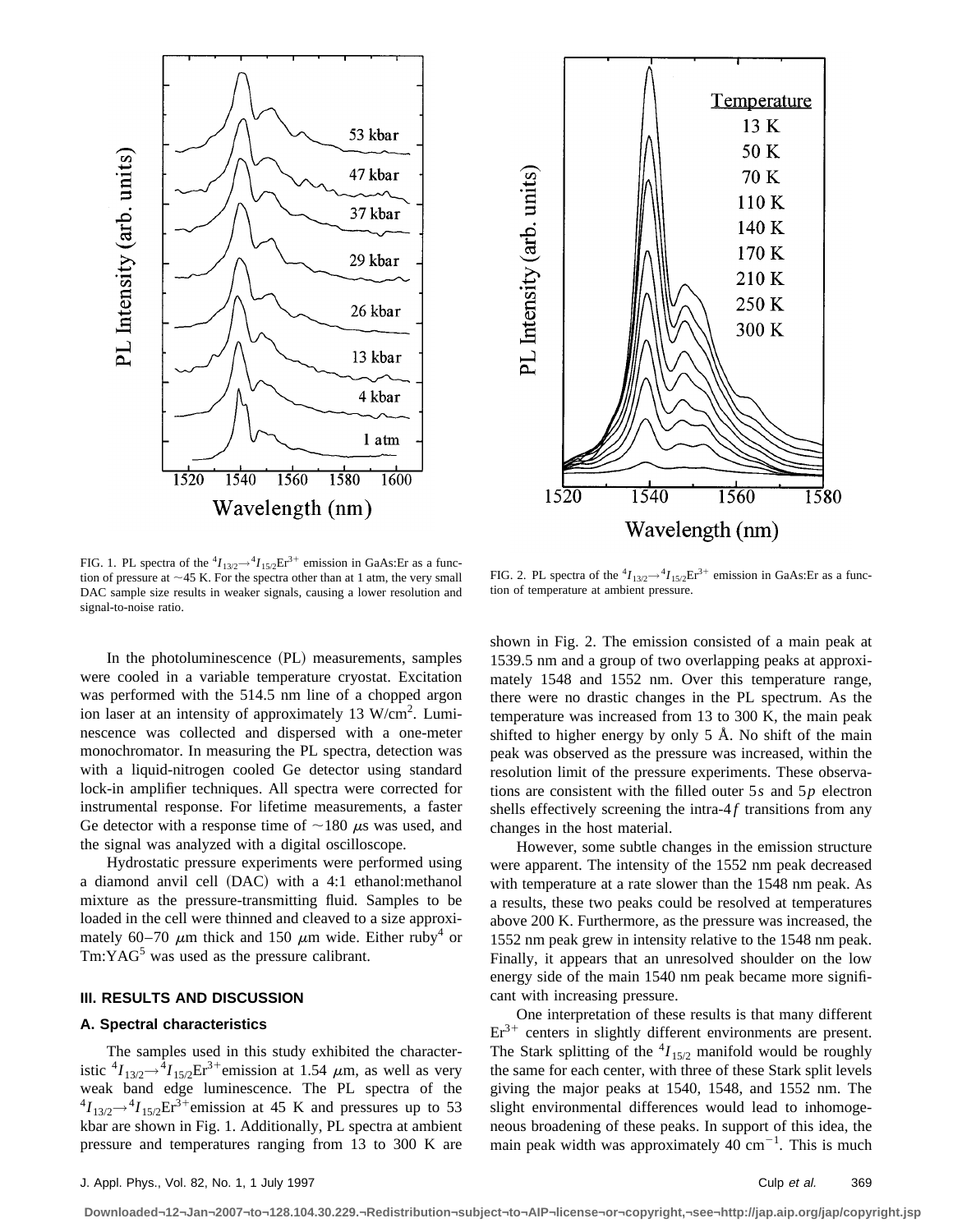FIG. 1. PL spectra of the $^4I_{13/2} \rightarrow ^4I_{15/2}Er^{3+}$ emission in GaAs:Er as a function of pressure at ~45 K. For the spectra other than at 1 atm, the very small DAC sample size results in weaker signals, causing a lower resolution and signal-to-noise ratio.

FIG. 2. PL spectra of the $^4I_{13/2} \rightarrow ^4I_{15/2}Er^{3+}$ emission in GaAs:Er as a function of temperature at ambient pressure.

In the photoluminescence (PL) measurements, samples were cooled in a variable temperature cryostat. Excitation was performed with the 514.5 nm line of a chopped argon ion laser at an intensity of approximately 13 W/cm$^2$. Luminescence was collected and dispersed with a one-meter monochromator. In measuring the PL spectra, detection was with a liquid-nitrogen cooled Ge detector using standard lock-in amplifier techniques. All spectra were corrected for instrumental response. For lifetime measurements, a faster Ge detector with a response time of ~180 $\mu$s was used, and the signal was analyzed with a digital oscilloscope.

Hydrostatic pressure experiments were performed using a diamond anvil cell (DAC) with a 4:1 ethanol:methanol mixture as the pressure-transmitting fluid. Samples to be loaded in the cell were thinned and cleaved to a size approximately 60–70 $\mu$m thick and 150 $\mu$m wide. Either ruby[4] or Tm:YAG[5] was used as the pressure calibrant.

## III. RESULTS AND DISCUSSION

### A. Spectral characteristics

The samples used in this study exhibited the characteristic $^4I_{13/2} \rightarrow ^4I_{15/2}Er^{3+}$emission at 1.54 $\mu$m, as well as very weak band edge luminescence. The PL spectra of the $^4I_{13/2} \rightarrow ^4I_{15/2}Er^{3+}$emission at 45 K and pressures up to 53 kbar are shown in Fig. 1. Additionally, PL spectra at ambient pressure and temperatures ranging from 13 to 300 K are shown in Fig. 2. The emission consisted of a main peak at 1539.5 nm and a group of two overlapping peaks at approximately 1548 and 1552 nm. Over this temperature range, there were no drastic changes in the PL spectrum. As the temperature was increased from 13 to 300 K, the main peak shifted to higher energy by only 5 Å. No shift of the main peak was observed as the pressure was increased, within the resolution limit of the pressure experiments. These observations are consistent with the filled outer 5*s* and 5*p* electron shells effectively screening the intra-4*f* transitions from any changes in the host material.

However, some subtle changes in the emission structure were apparent. The intensity of the 1552 nm peak decreased with temperature at a rate slower than the 1548 nm peak. As a result, these two peaks could be resolved at temperatures above 200 K. Furthermore, as the pressure was increased, the 1552 nm peak grew in intensity relative to the 1548 nm peak. Finally, it appears that an unresolved shoulder on the low energy side of the main 1540 nm peak became more significant with increasing pressure.

One interpretation of these results is that many different $Er^{3+}$ centers in slightly different environments are present. The Stark splitting of the $^4I_{15/2}$ manifold would be roughly the same for each center, with three of these Stark split levels giving the major peaks at 1540, 1548, and 1552 nm. The slight environmental differences would lead to inhomogeneous broadening of these peaks. In support of this idea, the main peak width was approximately 40 cm$^{-1}$. This is much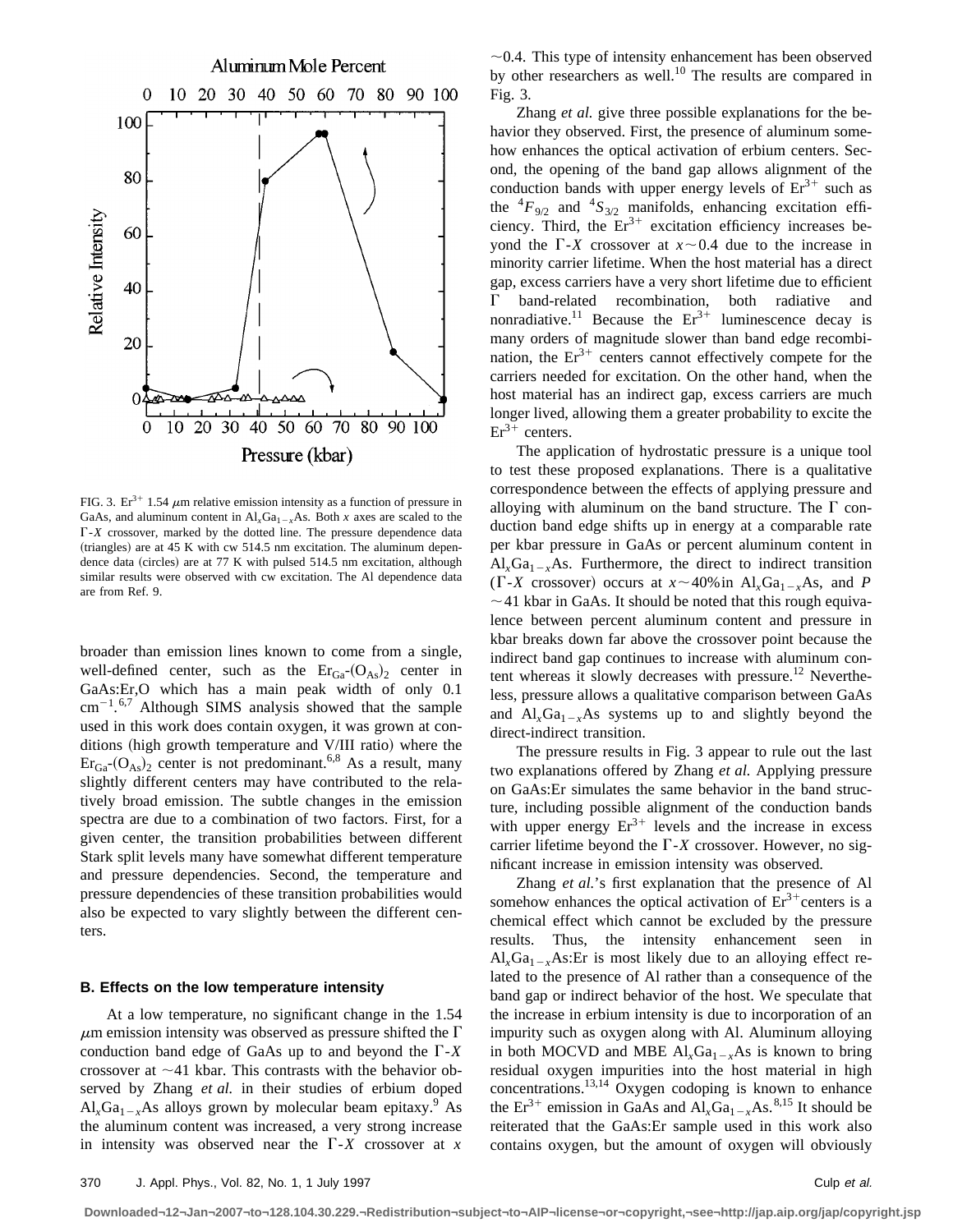FIG. 3. $Er^{3+}$ 1.54 $\mu$m relative emission intensity as a function of pressure in GaAs, and aluminum content in $Al_xGa_{1-x}As$. Both $x$ axes are scaled to the $\Gamma$-$X$ crossover, marked by the dotted line. The pressure dependence data (triangles) are at 45 K with cw 514.5 nm excitation. The aluminum dependence data (circles) are at 77 K with pulsed 514.5 nm excitation, although similar results were observed with cw excitation. The Al dependence data are from Ref. 9.

broader than emission lines known to come from a single, well-defined center, such as the $Er_{Ga}$-$(O_{As})_2$ center in GaAs:Er,O which has a main peak width of only 0.1 $cm^{-1}$.[6,7] Although SIMS analysis showed that the sample used in this work does contain oxygen, it was grown at conditions (high growth temperature and V/III ratio) where the $Er_{Ga}$-$(O_{As})_2$ center is not predominant.[6,8] As a result, many slightly different centers may have contributed to the relatively broad emission. The subtle changes in the emission spectra are due to a combination of two factors. First, for a given center, the transition probabilities between different Stark split levels many have somewhat different temperature and pressure dependencies. Second, the temperature and pressure dependencies of these transition probabilities would also be expected to vary slightly between the different centers.

### B. Effects on the low temperature intensity

At a low temperature, no significant change in the 1.54 $\mu$m emission intensity was observed as pressure shifted the $\Gamma$ conduction band edge of GaAs up to and beyond the $\Gamma$-$X$ crossover at ~41 kbar. This contrasts with the behavior observed by Zhang *et al.* in their studies of erbium doped $Al_xGa_{1-x}As$ alloys grown by molecular beam epitaxy.[9] As the aluminum content was increased, a very strong increase in intensity was observed near the $\Gamma$-$X$ crossover at $x$ ~0.4. This type of intensity enhancement has been observed by other researchers as well.[10] The results are compared in Fig. 3.

Zhang *et al.* give three possible explanations for the behavior they observed. First, the presence of aluminum somehow enhances the optical activation of erbium centers. Second, the opening of the band gap allows alignment of the conduction bands with upper energy levels of $Er^{3+}$ such as the $^4F_{9/2}$ and $^4S_{3/2}$ manifolds, enhancing excitation efficiency. Third, the $Er^{3+}$ excitation efficiency increases beyond the $\Gamma$-$X$ crossover at $x$~0.4 due to the increase in minority carrier lifetime. When the host material has a direct gap, excess carriers have a very short lifetime due to efficient $\Gamma$ band-related recombination, both radiative and nonradiative.[11] Because the $Er^{3+}$ luminescence decay is many orders of magnitude slower than band edge recombination, the $Er^{3+}$ centers cannot effectively compete for the carriers needed for excitation. On the other hand, when the host material has an indirect gap, excess carriers are much longer lived, allowing them a greater probability to excite the $Er^{3+}$ centers.

The application of hydrostatic pressure is a unique tool to test these proposed explanations. There is a qualitative correspondence between the effects of applying pressure and alloying with aluminum on the band structure. The $\Gamma$ conduction band edge shifts up in energy at a comparable rate per kbar pressure in GaAs or percent aluminum content in $Al_xGa_{1-x}As$. Furthermore, the direct to indirect transition ($\Gamma$-$X$ crossover) occurs at $x$~40% in $Al_xGa_{1-x}As$, and $P$ ~41 kbar in GaAs. It should be noted that this rough equivalence between percent aluminum content and pressure in kbar breaks down far above the crossover point because the indirect band gap continues to increase with aluminum content whereas it slowly decreases with pressure.[12] Nevertheless, pressure allows a qualitative comparison between GaAs and $Al_xGa_{1-x}As$ systems up to and slightly beyond the direct-indirect transition.

The pressure results in Fig. 3 appear to rule out the last two explanations offered by Zhang *et al.* Applying pressure on GaAs:Er simulates the same behavior in the band structure, including possible alignment of the conduction bands with upper energy $Er^{3+}$ levels and the increase in excess carrier lifetime beyond the $\Gamma$-$X$ crossover. However, no significant increase in emission intensity was observed.

Zhang *et al.*'s first explanation that the presence of Al somehow enhances the optical activation of $Er^{3+}$centers is a chemical effect which cannot be excluded by the pressure results. Thus, the intensity enhancement seen in $Al_xGa_{1-x}As$:Er is most likely due to an alloying effect related to the presence of Al rather than a consequence of the band gap or indirect behavior of the host. We speculate that the increase in erbium intensity is due to incorporation of an impurity such as oxygen along with Al. Aluminum alloying in both MOCVD and MBE $Al_xGa_{1-x}As$ is known to bring residual oxygen impurities into the host material in high concentrations.[13,14] Oxygen codoping is known to enhance the $Er^{3+}$ emission in GaAs and $Al_xGa_{1-x}As$.[8,15] It should be reiterated that the GaAs:Er sample used in this work also contains oxygen, but the amount of oxygen will obviously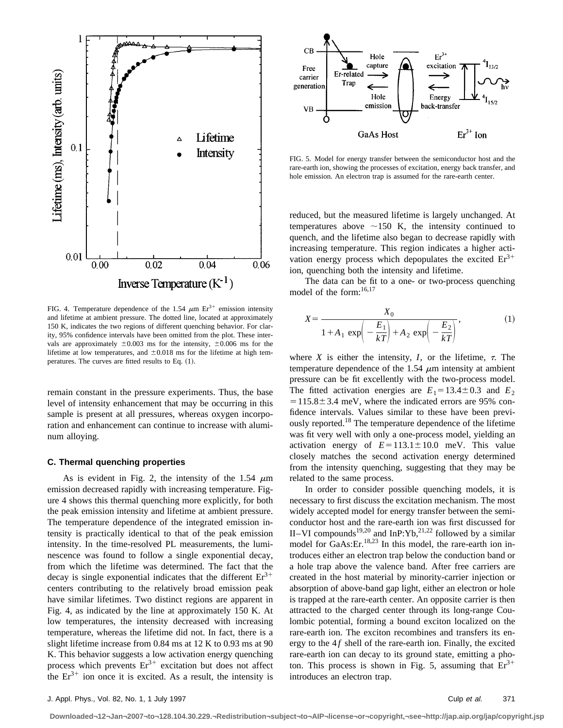FIG. 4. Temperature dependence of the 1.54 $\mu$m $Er^{3+}$ emission intensity and lifetime at ambient pressure. The dotted line, located at approximately 150 K, indicates the two regions of different quenching behavior. For clarity, 95% confidence intervals have been omitted from the plot. These intervals are approximately $\pm 0.003$ ms for the intensity, $\pm 0.006$ ms for the lifetime at low temperatures, and $\pm 0.018$ ms for the lifetime at high temperatures. The curves are fitted results to Eq. (1).

remain constant in the pressure experiments. Thus, the base level of intensity enhancement that may be occurring in this sample is present at all pressures, whereas oxygen incorporation and enhancement can continue to increase with aluminum alloying.

### C. Thermal quenching properties

As is evident in Fig. 2, the intensity of the 1.54 $\mu$m emission decreased rapidly with increasing temperature. Figure 4 shows this thermal quenching more explicitly, for both the peak emission intensity and lifetime at ambient pressure. The temperature dependence of the integrated emission intensity is practically identical to that of the peak emission intensity. In the time-resolved PL measurements, the luminescence was found to follow a single exponential decay, from which the lifetime was determined. The fact that the decay is single exponential indicates that the different $Er^{3+}$ centers contributing to the relatively broad emission peak have similar lifetimes. Two distinct regions are apparent in Fig. 4, as indicated by the line at approximately 150 K. At low temperatures, the intensity decreased with increasing temperature, whereas the lifetime did not. In fact, there is a slight lifetime increase from 0.84 ms at 12 K to 0.93 ms at 90 K. This behavior suggests a low activation energy quenching process which prevents $Er^{3+}$ excitation but does not affect the $Er^{3+}$ ion once it is excited. As a result, the intensity is reduced, but the measured lifetime is largely unchanged. At temperatures above $\sim$150 K, the intensity continued to quench, and the lifetime also began to decrease rapidly with increasing temperature. This region indicates a higher activation energy process which depopulates the excited $Er^{3+}$ ion, quenching both the intensity and lifetime.

The data can be fit to a one- or two-process quenching model of the form:[16,17]

$$X = \frac{X_0}{1 + A_1 \exp\left(-\frac{E_1}{kT}\right) + A_2 \exp\left(-\frac{E_2}{kT}\right)}, \tag{1}$$

where $X$ is either the intensity, $I$, or the lifetime, $\tau$. The temperature dependence of the 1.54 $\mu$m intensity at ambient pressure can be fit excellently with the two-process model. The fitted activation energies are $E_1 = 13.4 \pm 0.3$ and $E_2 = 115.8 \pm 3.4$ meV, where the indicated errors are 95% confidence intervals. Values similar to these have been previously reported.[18] The temperature dependence of the lifetime was fit very well with only a one-process model, yielding an activation energy of $E = 113.1 \pm 10.0$ meV. This value closely matches the second activation energy determined from the intensity quenching, suggesting that they may be related to the same process.

FIG. 5. Model for energy transfer between the semiconductor host and the rare-earth ion, showing the processes of excitation, energy back transfer, and hole emission. An electron trap is assumed for the rare-earth center.

In order to consider possible quenching models, it is necessary to first discuss the excitation mechanism. The most widely accepted model for energy transfer between the semiconductor host and the rare-earth ion was first discussed for II–VI compounds[19,20] and InP:Yb,[21,22] followed by a similar model for GaAs:Er.[18,23] In this model, the rare-earth ion introduces either an electron trap below the conduction band or a hole trap above the valence band. After free carriers are created in the host material by minority-carrier injection or absorption of above-band gap light, either an electron or hole is trapped at the rare-earth center. An opposite carrier is then attracted to the charged center through its long-range Coulombic potential, forming a bound exciton localized on the rare-earth ion. The exciton recombines and transfers its energy to the $4f$ shell of the rare-earth ion. Finally, the excited rare-earth ion can decay to its ground state, emitting a photon. This process is shown in Fig. 5, assuming that $Er^{3+}$ introduces an electron trap.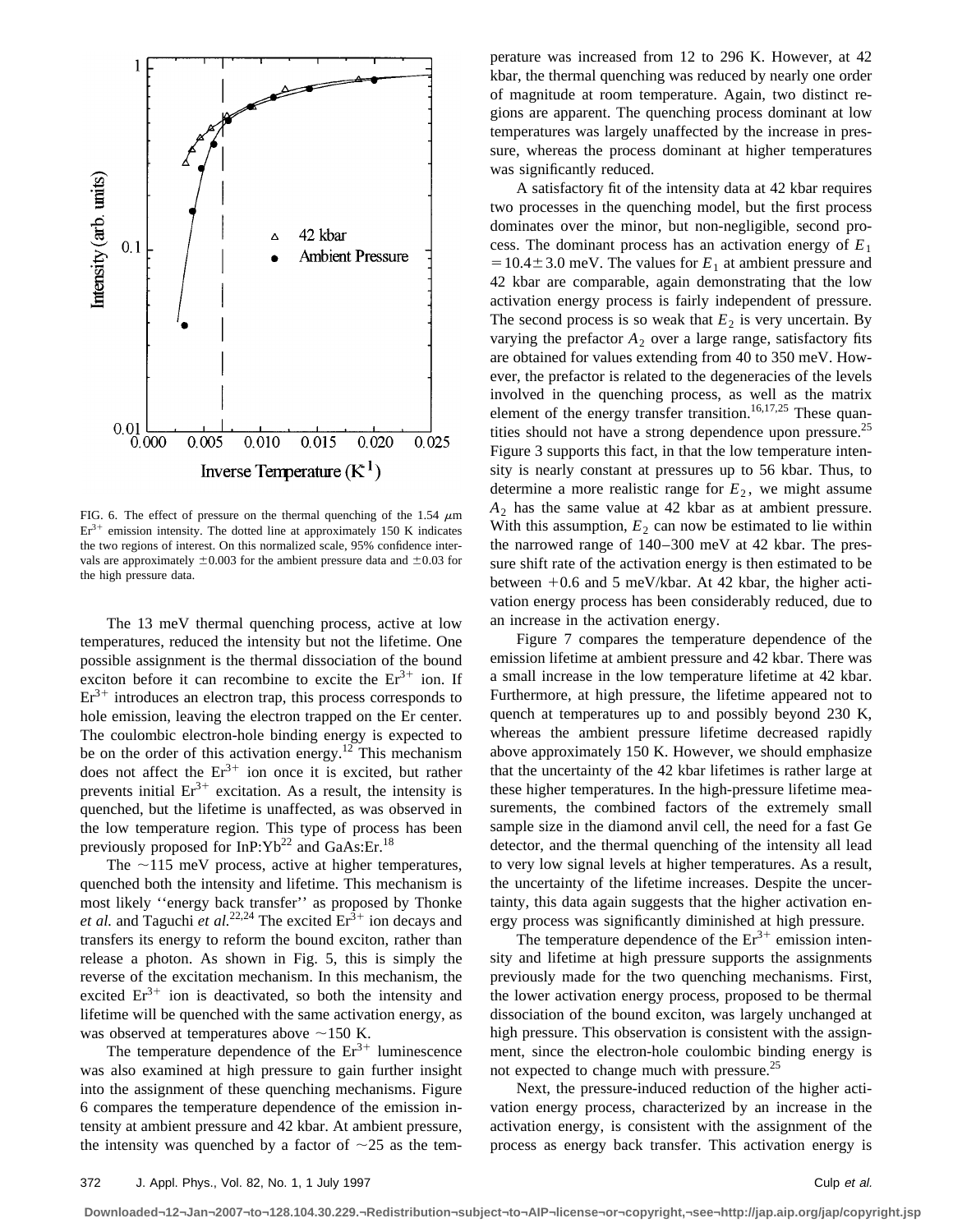FIG. 6. The effect of pressure on the thermal quenching of the 1.54 μm $Er^{3+}$ emission intensity. The dotted line at approximately 150 K indicates the two regions of interest. On this normalized scale, 95% confidence intervals are approximately ±0.003 for the ambient pressure data and ±0.03 for the high pressure data.

The 13 meV thermal quenching process, active at low temperatures, reduced the intensity but not the lifetime. One possible assignment is the thermal dissociation of the bound exciton before it can recombine to excite the $Er^{3+}$ ion. If $Er^{3+}$ introduces an electron trap, this process corresponds to hole emission, leaving the electron trapped on the Er center. The coulombic electron-hole binding energy is expected to be on the order of this activation energy.[12] This mechanism does not affect the $Er^{3+}$ ion once it is excited, but rather prevents initial $Er^{3+}$ excitation. As a result, the intensity is quenched, but the lifetime is unaffected, as was observed in the low temperature region. This type of process has been previously proposed for InP:Yb[22] and GaAs:Er.[18]

The ~115 meV process, active at higher temperatures, quenched both the intensity and lifetime. This mechanism is most likely ''energy back transfer'' as proposed by Thonke *et al.* and Taguchi *et al.*[22,24] The excited $Er^{3+}$ ion decays and transfers its energy to reform the bound exciton, rather than release a photon. As shown in Fig. 5, this is simply the reverse of the excitation mechanism. In this mechanism, the excited $Er^{3+}$ ion is deactivated, so both the intensity and lifetime will be quenched with the same activation energy, as was observed at temperatures above ~150 K.

The temperature dependence of the $Er^{3+}$ luminescence was also examined at high pressure to gain further insight into the assignment of these quenching mechanisms. Figure 6 compares the temperature dependence of the emission intensity at ambient pressure and 42 kbar. At ambient pressure, the intensity was quenched by a factor of ~25 as the temperature was increased from 12 to 296 K. However, at 42 kbar, the thermal quenching was reduced by nearly one order of magnitude at room temperature. Again, two distinct regions are apparent. The quenching process dominant at low temperatures was largely unaffected by the increase in pressure, whereas the process dominant at higher temperatures was significantly reduced.

A satisfactory fit of the intensity data at 42 kbar requires two processes in the quenching model, but the first process dominates over the minor, but non-negligible, second process. The dominant process has an activation energy of $E_1 = 10.4 \pm 3.0$ meV. The values for $E_1$ at ambient pressure and 42 kbar are comparable, again demonstrating that the low activation energy process is fairly independent of pressure. The second process is so weak that $E_2$ is very uncertain. By varying the prefactor $A_2$ over a large range, satisfactory fits are obtained for values extending from 40 to 350 meV. However, the prefactor is related to the degeneracies of the levels involved in the quenching process, as well as the matrix element of the energy transfer transition.[16,17,25] These quantities should not have a strong dependence upon pressure.[25] Figure 3 supports this fact, in that the low temperature intensity is nearly constant at pressures up to 56 kbar. Thus, to determine a more realistic range for $E_2$, we might assume $A_2$ has the same value at 42 kbar as at ambient pressure. With this assumption, $E_2$ can now be estimated to lie within the narrowed range of 140–300 meV at 42 kbar. The pressure shift rate of the activation energy is then estimated to be between +0.6 and 5 meV/kbar. At 42 kbar, the higher activation energy process has been considerably reduced, due to an increase in the activation energy.

Figure 7 compares the temperature dependence of the emission lifetime at ambient pressure and 42 kbar. There was a small increase in the low temperature lifetime at 42 kbar. Furthermore, at high pressure, the lifetime appeared not to quench at temperatures up to and possibly beyond 230 K, whereas the ambient pressure lifetime decreased rapidly above approximately 150 K. However, we should emphasize that the uncertainty of the 42 kbar lifetimes is rather large at these higher temperatures. In the high-pressure lifetime measurements, the combined factors of the extremely small sample size in the diamond anvil cell, the need for a fast Ge detector, and the thermal quenching of the intensity all lead to very low signal levels at higher temperatures. As a result, the uncertainty of the lifetime increases. Despite the uncertainty, this data again suggests that the higher activation energy process was significantly diminished at high pressure.

The temperature dependence of the $Er^{3+}$ emission intensity and lifetime at high pressure supports the assignments previously made for the two quenching mechanisms. First, the lower activation energy process, proposed to be thermal dissociation of the bound exciton, was largely unchanged at high pressure. This observation is consistent with the assignment, since the electron-hole coulombic binding energy is not expected to change much with pressure.[25]

Next, the pressure-induced reduction of the higher activation energy process, characterized by an increase in the activation energy, is consistent with the assignment of the process as energy back transfer. This activation energy is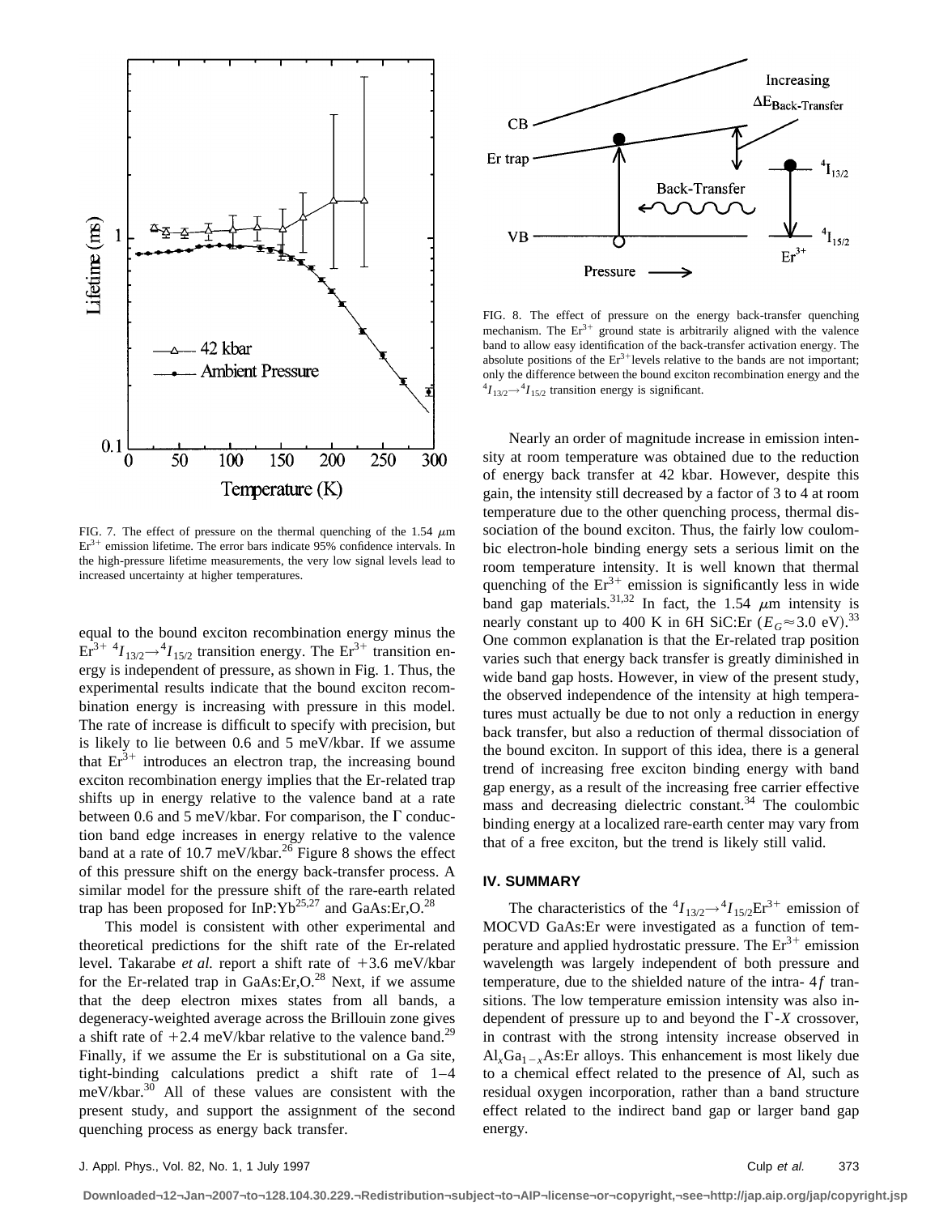FIG. 7. The effect of pressure on the thermal quenching of the 1.54 $\mu$m $Er^{3+}$ emission lifetime. The error bars indicate 95% confidence intervals. In the high-pressure lifetime measurements, the very low signal levels lead to increased uncertainty at higher temperatures.

equal to the bound exciton recombination energy minus the $Er^{3+}$ $^4I_{13/2} \rightarrow ^4I_{15/2}$ transition energy. The $Er^{3+}$ transition energy is independent of pressure, as shown in Fig. 1. Thus, the experimental results indicate that the bound exciton recombination energy is increasing with pressure in this model. The rate of increase is difficult to specify with precision, but is likely to lie between 0.6 and 5 meV/kbar. If we assume that $Er^{3+}$ introduces an electron trap, the increasing bound exciton recombination energy implies that the Er-related trap shifts up in energy relative to the valence band at a rate between 0.6 and 5 meV/kbar. For comparison, the $\Gamma$ conduction band edge increases in energy relative to the valence band at a rate of 10.7 meV/kbar.[26] Figure 8 shows the effect of this pressure shift on the energy back-transfer process. A similar model for the pressure shift of the rare-earth related trap has been proposed for InP:Yb[25,27] and GaAs:Er,O.[28]

This model is consistent with other experimental and theoretical predictions for the shift rate of the Er-related level. Takarabe *et al.* report a shift rate of +3.6 meV/kbar for the Er-related trap in GaAs:Er,O.[28] Next, if we assume that the deep electron mixes states from all bands, a degeneracy-weighted average across the Brillouin zone gives a shift rate of +2.4 meV/kbar relative to the valence band.[29] Finally, if we assume the Er is substitutional on a Ga site, tight-binding calculations predict a shift rate of 1–4 meV/kbar.[30] All of these values are consistent with the present study, and support the assignment of the second quenching process as energy back transfer.

FIG. 8. The effect of pressure on the energy back-transfer quenching mechanism. The $Er^{3+}$ ground state is arbitrarily aligned with the valence band to allow easy identification of the back-transfer activation energy. The absolute positions of the $Er^{3+}$ levels relative to the bands are not important; only the difference between the bound exciton recombination energy and the $^4I_{13/2} \rightarrow ^4I_{15/2}$ transition energy is significant.

Nearly an order of magnitude increase in emission intensity at room temperature was obtained due to the reduction of energy back transfer at 42 kbar. However, despite this gain, the intensity still decreased by a factor of 3 to 4 at room temperature due to the other quenching process, thermal dissociation of the bound exciton. Thus, the fairly low coulombic electron-hole binding energy sets a serious limit on the room temperature intensity. It is well known that thermal quenching of the $Er^{3+}$ emission is significantly less in wide band gap materials.[31,32] In fact, the 1.54 $\mu$m intensity is nearly constant up to 400 K in 6H SiC:Er ($E_G \approx 3.0$ eV).[33] One common explanation is that the Er-related trap position varies such that energy back transfer is greatly diminished in wide band gap hosts. However, in view of the present study, the observed independence of the intensity at high temperatures must actually be due to not only a reduction in energy back transfer, but also a reduction of thermal dissociation of the bound exciton. In support of this idea, there is a general trend of increasing free exciton binding energy with band gap energy, as a result of the increasing free carrier effective mass and decreasing dielectric constant.[34] The coulombic binding energy at a localized rare-earth center may vary from that of a free exciton, but the trend is likely still valid.

## IV. SUMMARY

The characteristics of the $^4I_{13/2} \rightarrow ^4I_{15/2} Er^{3+}$ emission of MOCVD GaAs:Er were investigated as a function of temperature and applied hydrostatic pressure. The $Er^{3+}$ emission wavelength was largely independent of both pressure and temperature, due to the shielded nature of the intra- $4f$ transitions. The low temperature emission intensity was also independent of pressure up to and beyond the $\Gamma$-$X$ crossover, in contrast with the strong intensity increase observed in $Al_xGa_{1-x}As$:Er alloys. This enhancement is most likely due to a chemical effect related to the presence of Al, such as residual oxygen incorporation, rather than a band structure effect related to the indirect band gap or larger band gap energy.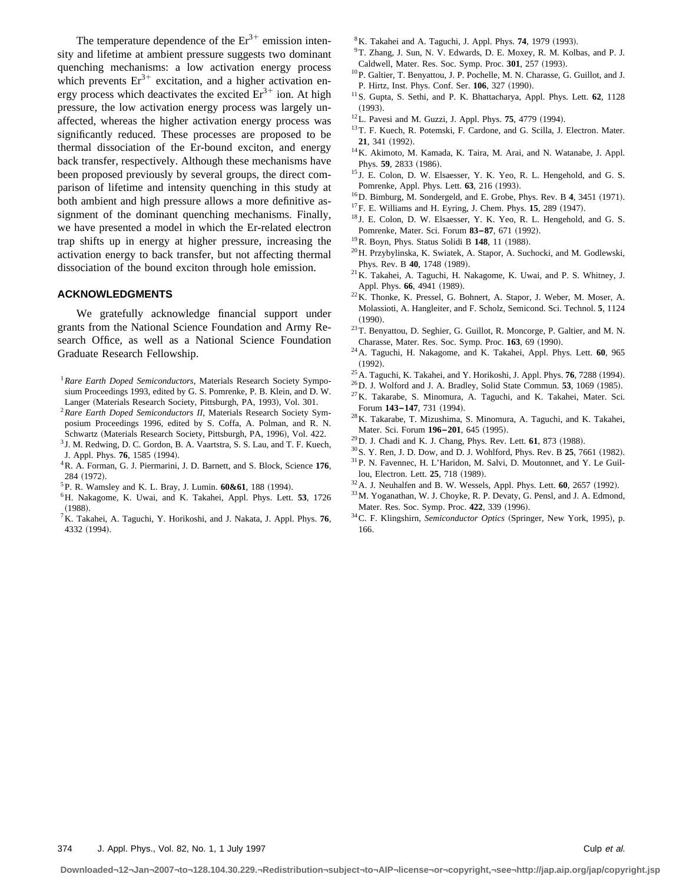The temperature dependence of the $Er^{3+}$ emission intensity and lifetime at ambient pressure suggests two dominant quenching mechanisms: a low activation energy process which prevents $Er^{3+}$ excitation, and a higher activation energy process which deactivates the excited $Er^{3+}$ ion. At high pressure, the low activation energy process was largely unaffected, whereas the higher activation energy process was significantly reduced. These processes are proposed to be thermal dissociation of the Er-bound exciton, and energy back transfer, respectively. Although these mechanisms have been proposed previously by several groups, the direct comparison of lifetime and intensity quenching in this study at both ambient and high pressure allows a more definitive assignment of the dominant quenching mechanisms. Finally, we have presented a model in which the Er-related electron trap shifts up in energy at higher pressure, increasing the activation energy to back transfer, but not affecting thermal dissociation of the bound exciton through hole emission.

## ACKNOWLEDGMENTS

We gratefully acknowledge financial support under grants from the National Science Foundation and Army Research Office, as well as a National Science Foundation Graduate Research Fellowship.

[1] *Rare Earth Doped Semiconductors*, Materials Research Society Symposium Proceedings 1993, edited by G. S. Pomrenke, P. B. Klein, and D. W. Langer (Materials Research Society, Pittsburgh, PA, 1993), Vol. 301.

[2] *Rare Earth Doped Semiconductors II*, Materials Research Society Symposium Proceedings 1996, edited by S. Coffa, A. Polman, and R. N. Schwartz (Materials Research Society, Pittsburgh, PA, 1996), Vol. 422.

[3] J. M. Redwing, D. C. Gordon, B. A. Vaartstra, S. S. Lau, and T. F. Kuech, J. Appl. Phys. **76**, 1585 (1994).

[4] R. A. Forman, G. J. Piermarini, J. D. Barnett, and S. Block, Science **176**, 284 (1972).

[5] P. R. Wamsley and K. L. Bray, J. Lumin. **60&61**, 188 (1994).

[6] H. Nakagome, K. Uwai, and K. Takahei, Appl. Phys. Lett. **53**, 1726 (1988).

[7] K. Takahei, A. Taguchi, Y. Horikoshi, and J. Nakata, J. Appl. Phys. **76**, 4332 (1994).

[8] K. Takahei and A. Taguchi, J. Appl. Phys. **74**, 1979 (1993).

[9] T. Zhang, J. Sun, N. V. Edwards, D. E. Moxey, R. M. Kolbas, and P. J. Caldwell, Mater. Res. Soc. Symp. Proc. **301**, 257 (1993).

[10] P. Galtier, T. Benyattou, J. P. Pochelle, M. N. Charasse, G. Guillot, and J. P. Hirtz, Inst. Phys. Conf. Ser. **106**, 327 (1990).

[11] S. Gupta, S. Sethi, and P. K. Bhattacharya, Appl. Phys. Lett. **62**, 1128 (1993).

[12] L. Pavesi and M. Guzzi, J. Appl. Phys. **75**, 4779 (1994).

[13] T. F. Kuech, R. Potemski, F. Cardone, and G. Scilla, J. Electron. Mater. **21**, 341 (1992).

[14] K. Akimoto, M. Kamada, K. Taira, M. Arai, and N. Watanabe, J. Appl. Phys. **59**, 2833 (1986).

[15] J. E. Colon, D. W. Elsaesser, Y. K. Yeo, R. L. Hengehold, and G. S. Pomrenke, Appl. Phys. Lett. **63**, 216 (1993).

[16] D. Bimburg, M. Sondergeld, and E. Grobe, Phys. Rev. B **4**, 3451 (1971).

[17] F. E. Williams and H. Eyring, J. Chem. Phys. **15**, 289 (1947).

[18] J. E. Colon, D. W. Elsaesser, Y. K. Yeo, R. L. Hengehold, and G. S. Pomrenke, Mater. Sci. Forum **83–87**, 671 (1992).

[19] R. Boyn, Phys. Status Solidi B **148**, 11 (1988).

[20] H. Przybylinska, K. Swiatek, A. Stapor, A. Suchocki, and M. Godlewski, Phys. Rev. B **40**, 1748 (1989).

[21] K. Takahei, A. Taguchi, H. Nakagome, K. Uwai, and P. S. Whitney, J. Appl. Phys. **66**, 4941 (1989).

[22] K. Thonke, K. Pressel, G. Bohnert, A. Stapor, J. Weber, M. Moser, A. Molassioti, A. Hangleiter, and F. Scholz, Semicond. Sci. Technol. **5**, 1124 (1990).

[23] T. Benyattou, D. Seghier, G. Guillot, R. Moncorge, P. Galtier, and M. N. Charasse, Mater. Res. Soc. Symp. Proc. **163**, 69 (1990).

[24] A. Taguchi, H. Nakagome, and K. Takahei, Appl. Phys. Lett. **60**, 965 (1992).

[25] A. Taguchi, K. Takahei, and Y. Horikoshi, J. Appl. Phys. **76**, 7288 (1994).

[26] D. J. Wolford and J. A. Bradley, Solid State Commun. **53**, 1069 (1985).

[27] K. Takarabe, S. Minomura, A. Taguchi, and K. Takahei, Mater. Sci. Forum **143–147**, 731 (1994).

[28] K. Takarabe, T. Mizushima, S. Minomura, A. Taguchi, and K. Takahei, Mater. Sci. Forum **196–201**, 645 (1995).

[29] D. J. Chadi and K. J. Chang, Phys. Rev. Lett. **61**, 873 (1988).

[30] S. Y. Ren, J. D. Dow, and D. J. Wohlford, Phys. Rev. B **25**, 7661 (1982).

[31] P. N. Favennec, H. L'Haridon, M. Salvi, D. Moutonnet, and Y. Le Guillou, Electron. Lett. **25**, 718 (1989).

[32] A. J. Neuhalfen and B. W. Wessels, Appl. Phys. Lett. **60**, 2657 (1992).

[33] M. Yoganathan, W. J. Choyke, R. P. Devaty, G. Pensl, and J. A. Edmond, Mater. Res. Soc. Symp. Proc. **422**, 339 (1996).

[34] C. F. Klingshirn, *Semiconductor Optics* (Springer, New York, 1995), p. 166.